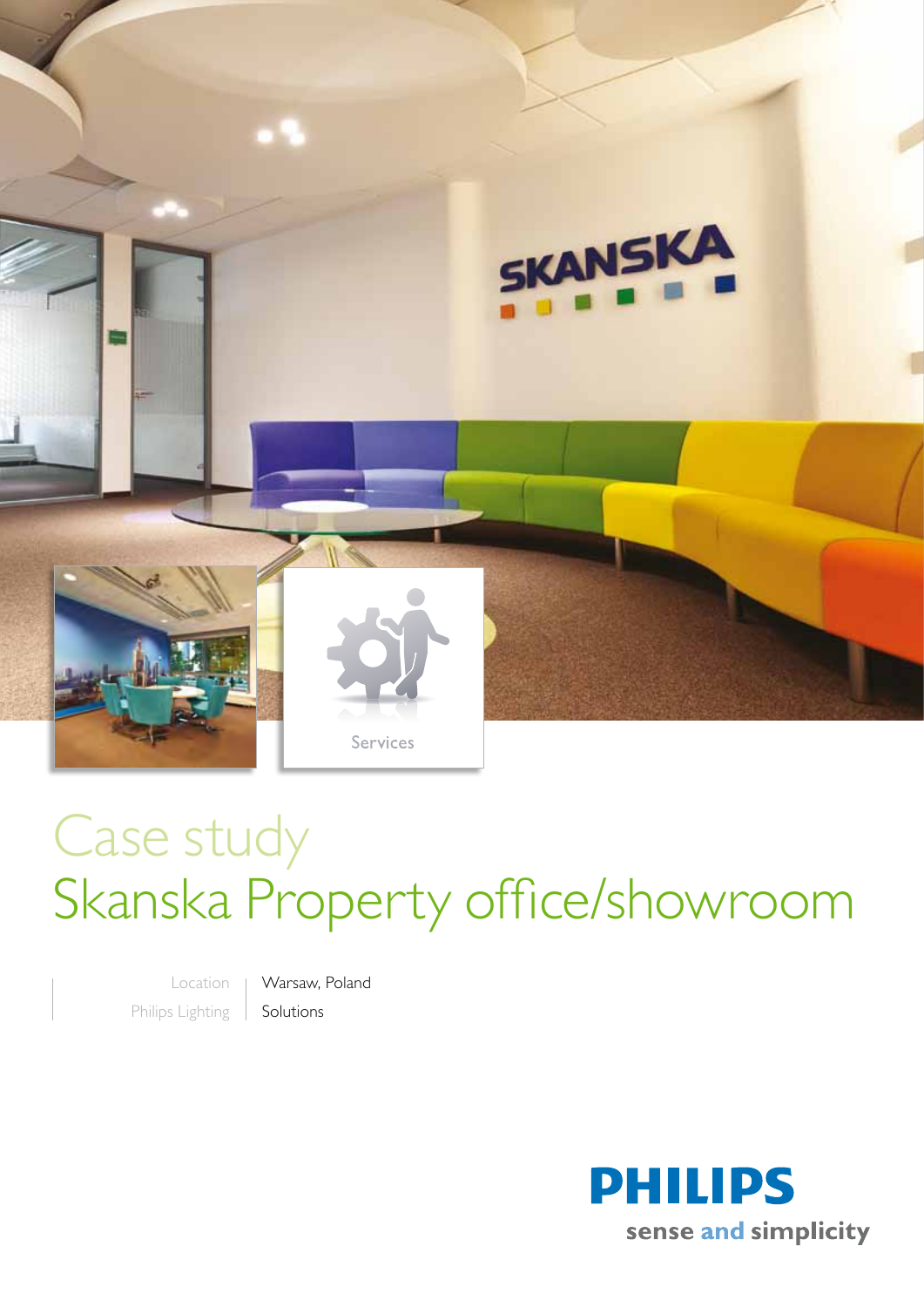Services

# Case study
# Skanska Property office/showroom

| Location | Warsaw, Poland |
| --- | --- |
| Philips Lighting | Solutions |

PHILIPS

sense and simplicity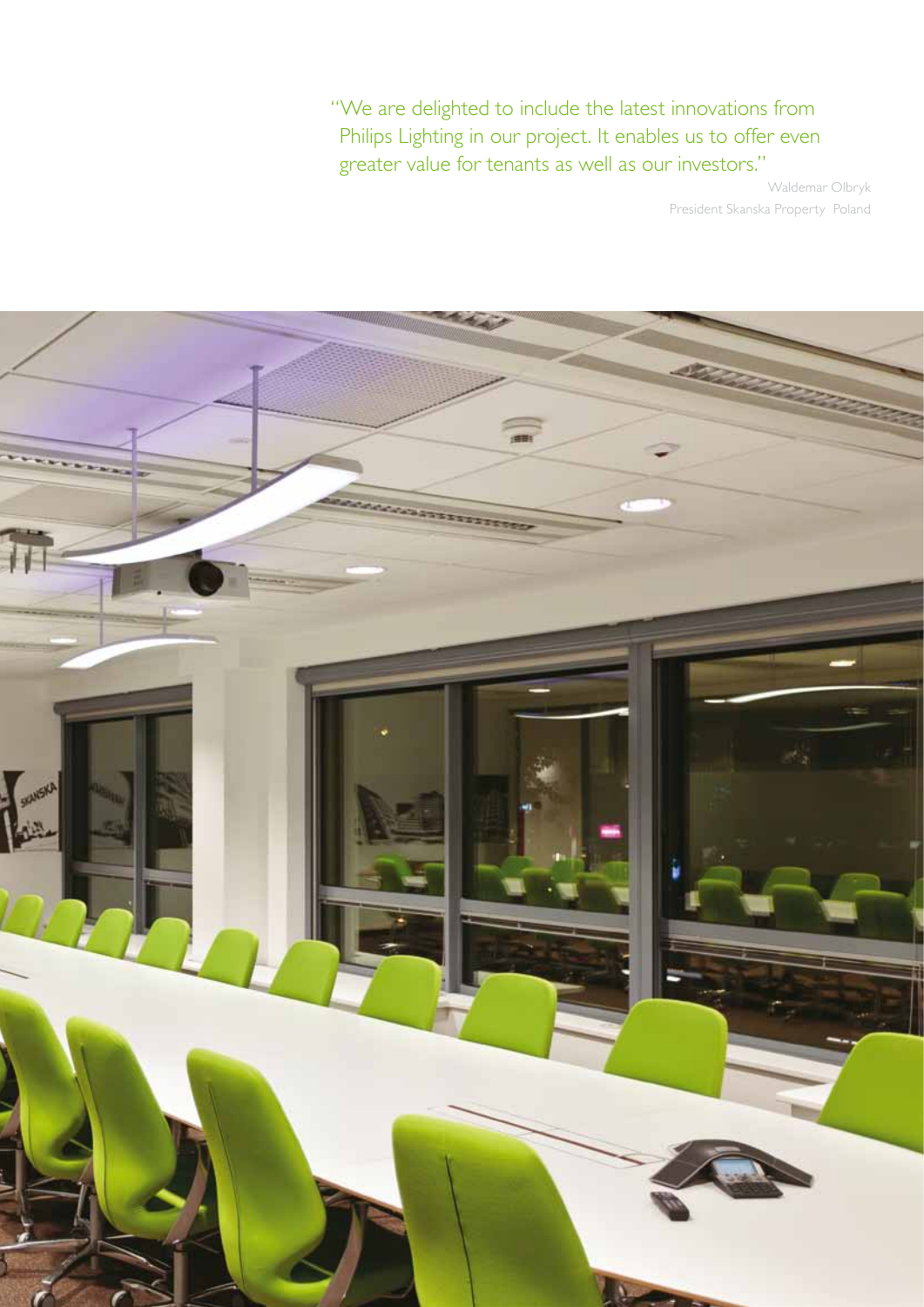"We are delighted to include the latest innovations from Philips Lighting in our project. It enables us to offer even greater value for tenants as well as our investors."

Waldemar Olbryk
President Skanska Property Poland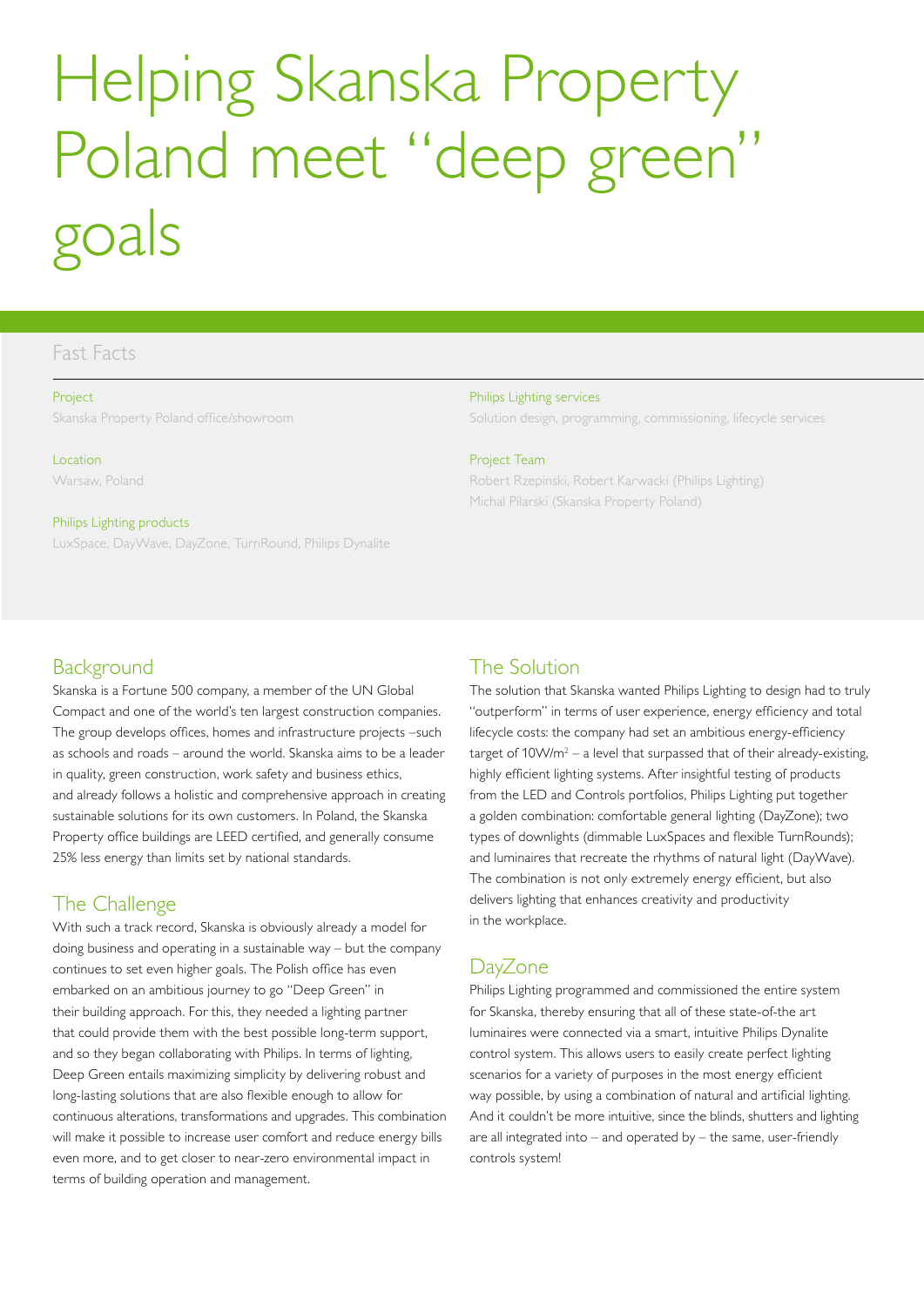# Helping Skanska Property Poland meet "deep green" goals

## Fast Facts

**Project**
Skanska Property Poland office/showroom

**Location**
Warsaw, Poland

**Philips Lighting products**
LuxSpace, DayWave, DayZone, TurnRound, Philips Dynalite

**Philips Lighting services**
Solution design, programming, commissioning, lifecycle services

**Project Team**
Robert Rzepinski, Robert Karwacki (Philips Lighting)
Michal Pilarski (Skanska Property Poland)

## Background

Skanska is a Fortune 500 company, a member of the UN Global Compact and one of the world's ten largest construction companies. The group develops offices, homes and infrastructure projects –such as schools and roads – around the world. Skanska aims to be a leader in quality, green construction, work safety and business ethics, and already follows a holistic and comprehensive approach in creating sustainable solutions for its own customers. In Poland, the Skanska Property office buildings are LEED certified, and generally consume 25% less energy than limits set by national standards.

## The Challenge

With such a track record, Skanska is obviously already a model for doing business and operating in a sustainable way – but the company continues to set even higher goals. The Polish office has even embarked on an ambitious journey to go "Deep Green" in their building approach. For this, they needed a lighting partner that could provide them with the best possible long-term support, and so they began collaborating with Philips. In terms of lighting, Deep Green entails maximizing simplicity by delivering robust and long-lasting solutions that are also flexible enough to allow for continuous alterations, transformations and upgrades. This combination will make it possible to increase user comfort and reduce energy bills even more, and to get closer to near-zero environmental impact in terms of building operation and management.

## The Solution

The solution that Skanska wanted Philips Lighting to design had to truly "outperform" in terms of user experience, energy efficiency and total lifecycle costs: the company had set an ambitious energy-efficiency target of $10W/m^2$ – a level that surpassed that of their already-existing, highly efficient lighting systems. After insightful testing of products from the LED and Controls portfolios, Philips Lighting put together a golden combination: comfortable general lighting (DayZone); two types of downlights (dimmable LuxSpaces and flexible TurnRounds); and luminaires that recreate the rhythms of natural light (DayWave). The combination is not only extremely energy efficient, but also delivers lighting that enhances creativity and productivity in the workplace.

## DayZone

Philips Lighting programmed and commissioned the entire system for Skanska, thereby ensuring that all of these state-of-the art luminaires were connected via a smart, intuitive Philips Dynalite control system. This allows users to easily create perfect lighting scenarios for a variety of purposes in the most energy efficient way possible, by using a combination of natural and artificial lighting. And it couldn't be more intuitive, since the blinds, shutters and lighting are all integrated into – and operated by – the same, user-friendly controls system!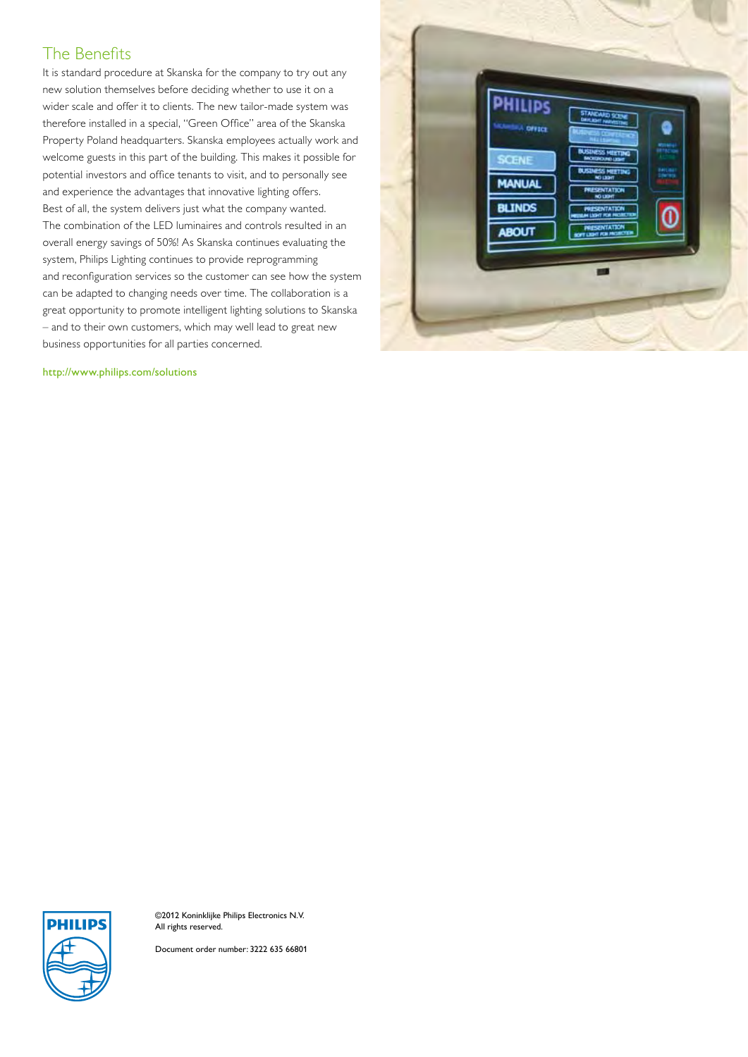## The Benefits

It is standard procedure at Skanska for the company to try out any new solution themselves before deciding whether to use it on a wider scale and offer it to clients. The new tailor-made system was therefore installed in a special, "Green Office" area of the Skanska Property Poland headquarters. Skanska employees actually work and welcome guests in this part of the building. This makes it possible for potential investors and office tenants to visit, and to personally see and experience the advantages that innovative lighting offers.
Best of all, the system delivers just what the company wanted. The combination of the LED luminaires and controls resulted in an overall energy savings of 50%! As Skanska continues evaluating the system, Philips Lighting continues to provide reprogramming and reconfiguration services so the customer can see how the system can be adapted to changing needs over time. The collaboration is a great opportunity to promote intelligent lighting solutions to Skanska – and to their own customers, which may well lead to great new business opportunities for all parties concerned.

http://www.philips.com/solutions

©2012 Koninklijke Philips Electronics N.V.
All rights reserved.

Document order number: 3222 635 66801